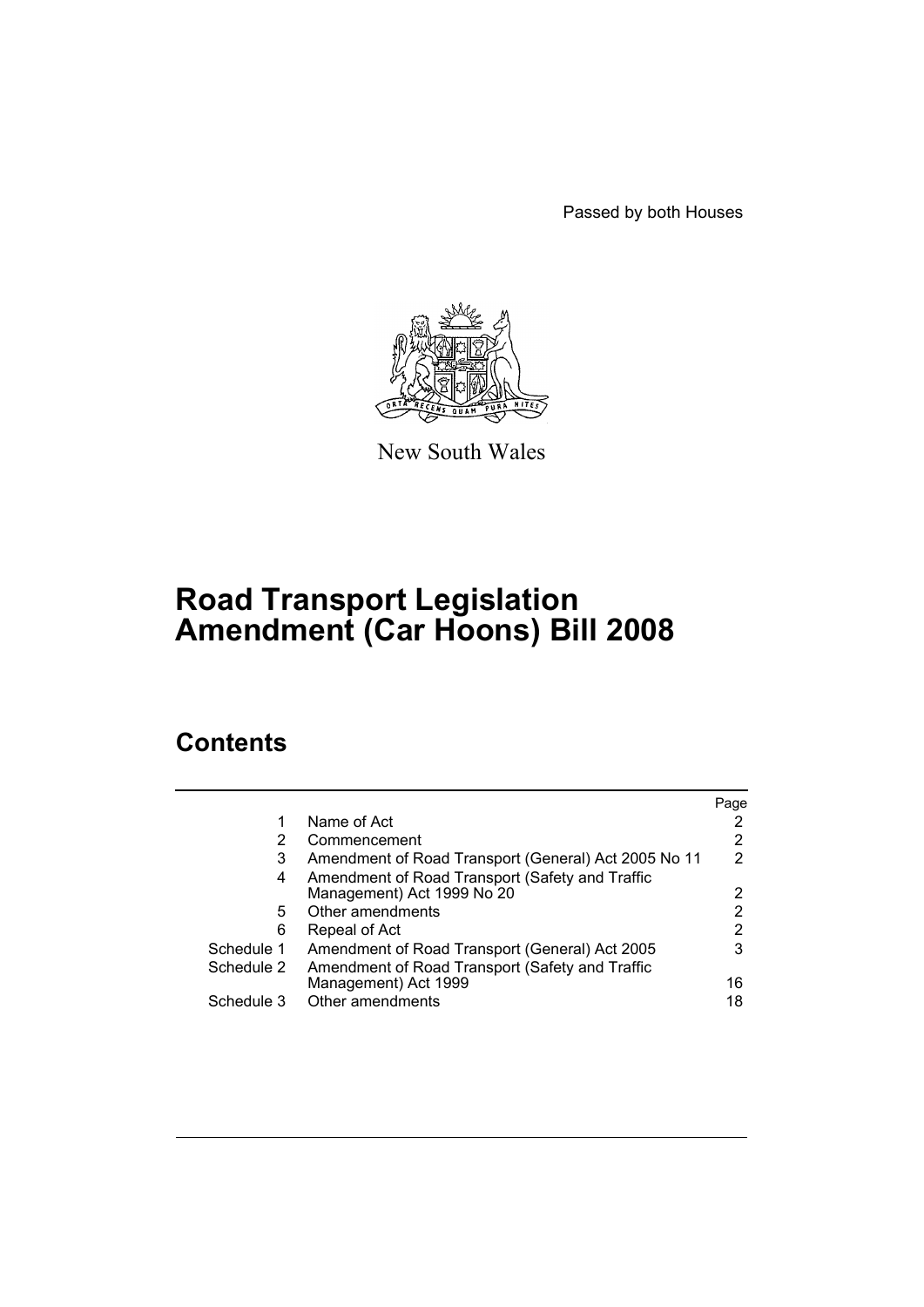Passed by both Houses

New South Wales

# Road Transport Legislation Amendment (Car Hoons) Bill 2008

## Contents

| | | Page |
|---|---|---|
| 1 | Name of Act | 2 |
| 2 | Commencement | 2 |
| 3 | Amendment of Road Transport (General) Act 2005 No 11 | 2 |
| 4 | Amendment of Road Transport (Safety and Traffic Management) Act 1999 No 20 | 2 |
| 5 | Other amendments | 2 |
| 6 | Repeal of Act | 2 |
| Schedule 1 | Amendment of Road Transport (General) Act 2005 | 3 |
| Schedule 2 | Amendment of Road Transport (Safety and Traffic Management) Act 1999 | 16 |
| Schedule 3 | Other amendments | 18 |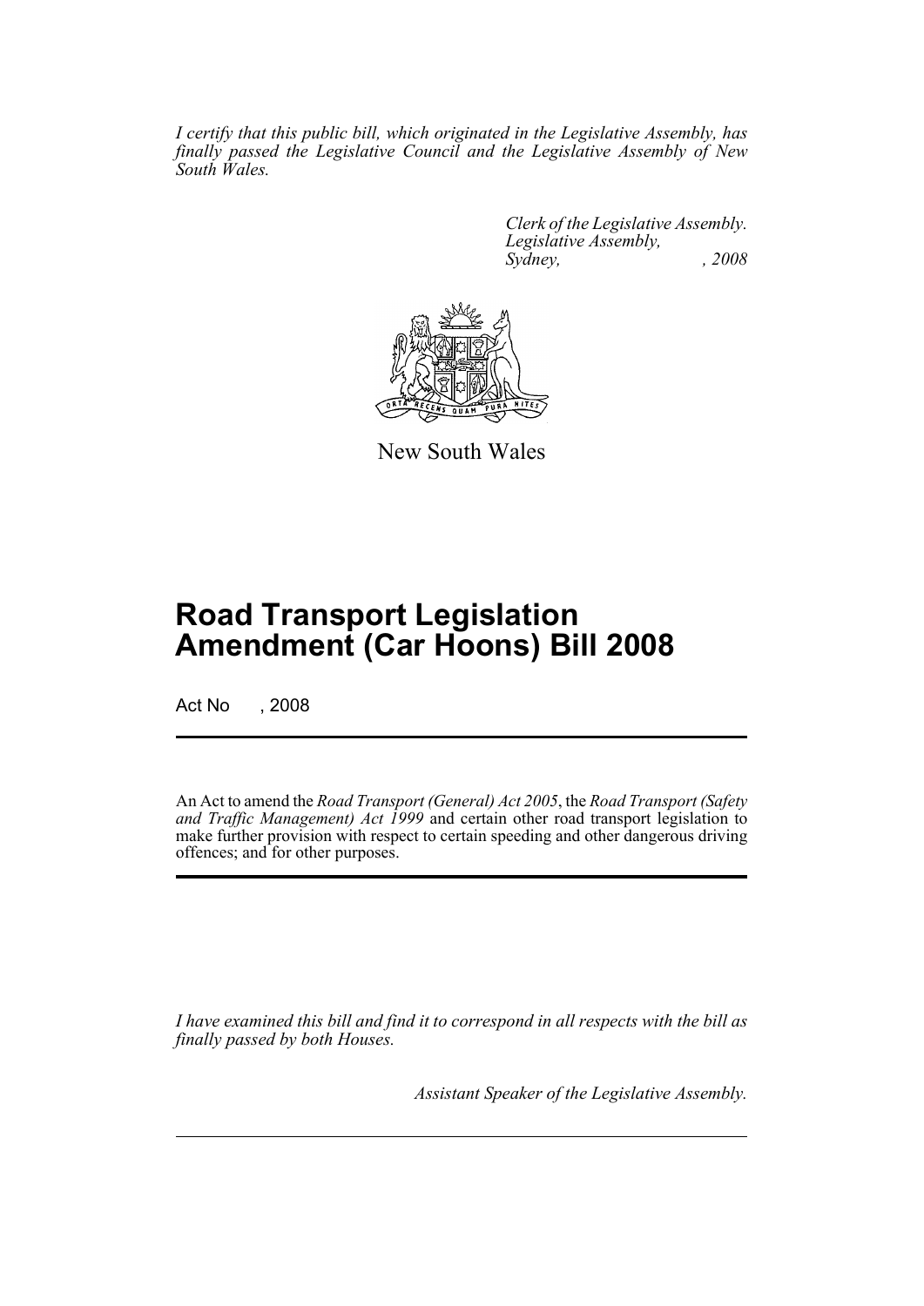*I certify that this public bill, which originated in the Legislative Assembly, has finally passed the Legislative Council and the Legislative Assembly of New South Wales.*

*Clerk of the Legislative Assembly.*
*Legislative Assembly,*
*Sydney, , 2008*

New South Wales

# Road Transport Legislation Amendment (Car Hoons) Bill 2008

Act No , 2008

An Act to amend the *Road Transport (General) Act 2005*, the *Road Transport (Safety and Traffic Management) Act 1999* and certain other road transport legislation to make further provision with respect to certain speeding and other dangerous driving offences; and for other purposes.

*I have examined this bill and find it to correspond in all respects with the bill as finally passed by both Houses.*

*Assistant Speaker of the Legislative Assembly.*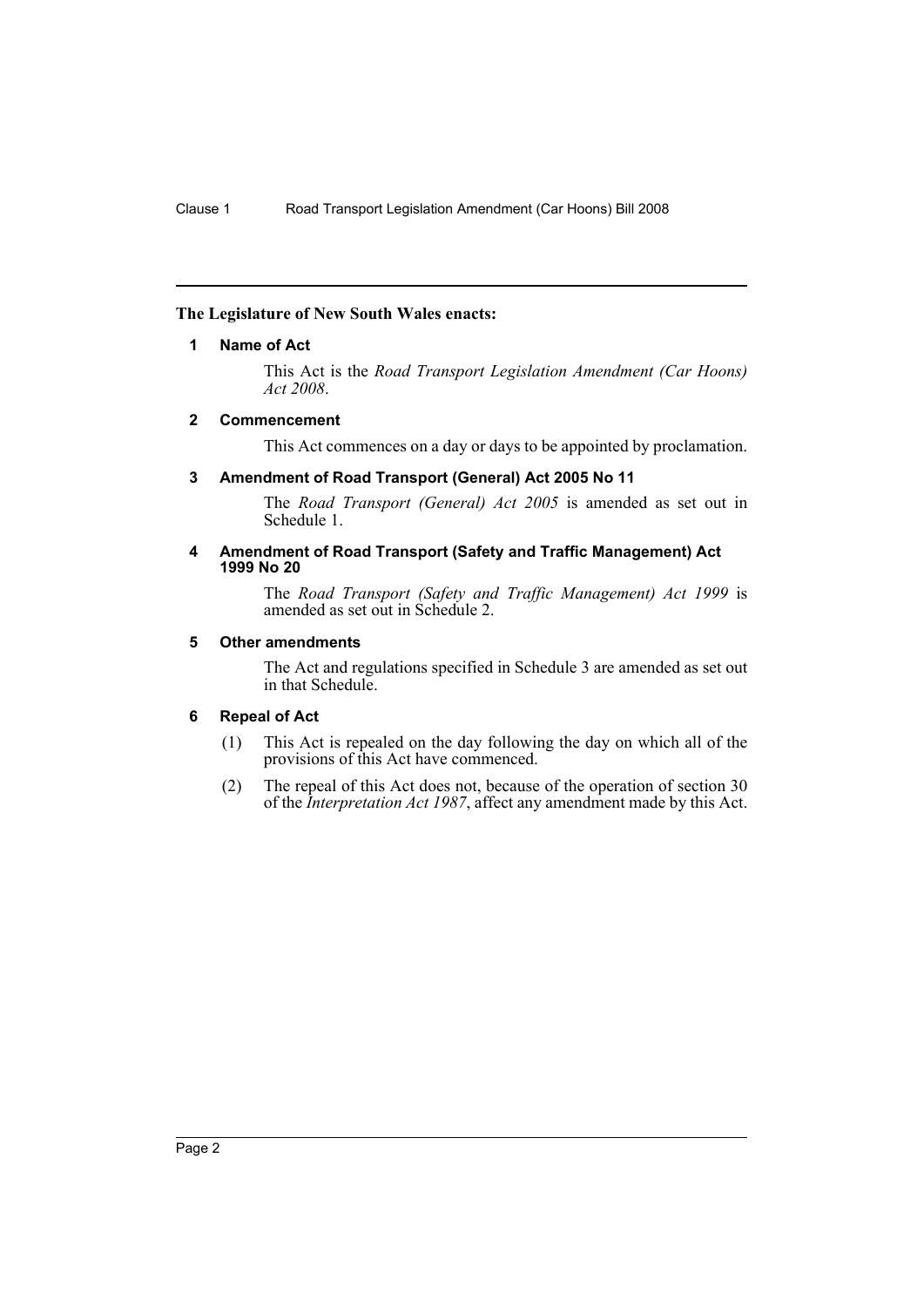**The Legislature of New South Wales enacts:**

## 1 Name of Act

This Act is the *Road Transport Legislation Amendment (Car Hoons) Act 2008*.

## 2 Commencement

This Act commences on a day or days to be appointed by proclamation.

## 3 Amendment of Road Transport (General) Act 2005 No 11

The *Road Transport (General) Act 2005* is amended as set out in Schedule 1.

## 4 Amendment of Road Transport (Safety and Traffic Management) Act 1999 No 20

The *Road Transport (Safety and Traffic Management) Act 1999* is amended as set out in Schedule 2.

## 5 Other amendments

The Act and regulations specified in Schedule 3 are amended as set out in that Schedule.

## 6 Repeal of Act

(1) This Act is repealed on the day following the day on which all of the provisions of this Act have commenced.

(2) The repeal of this Act does not, because of the operation of section 30 of the *Interpretation Act 1987*, affect any amendment made by this Act.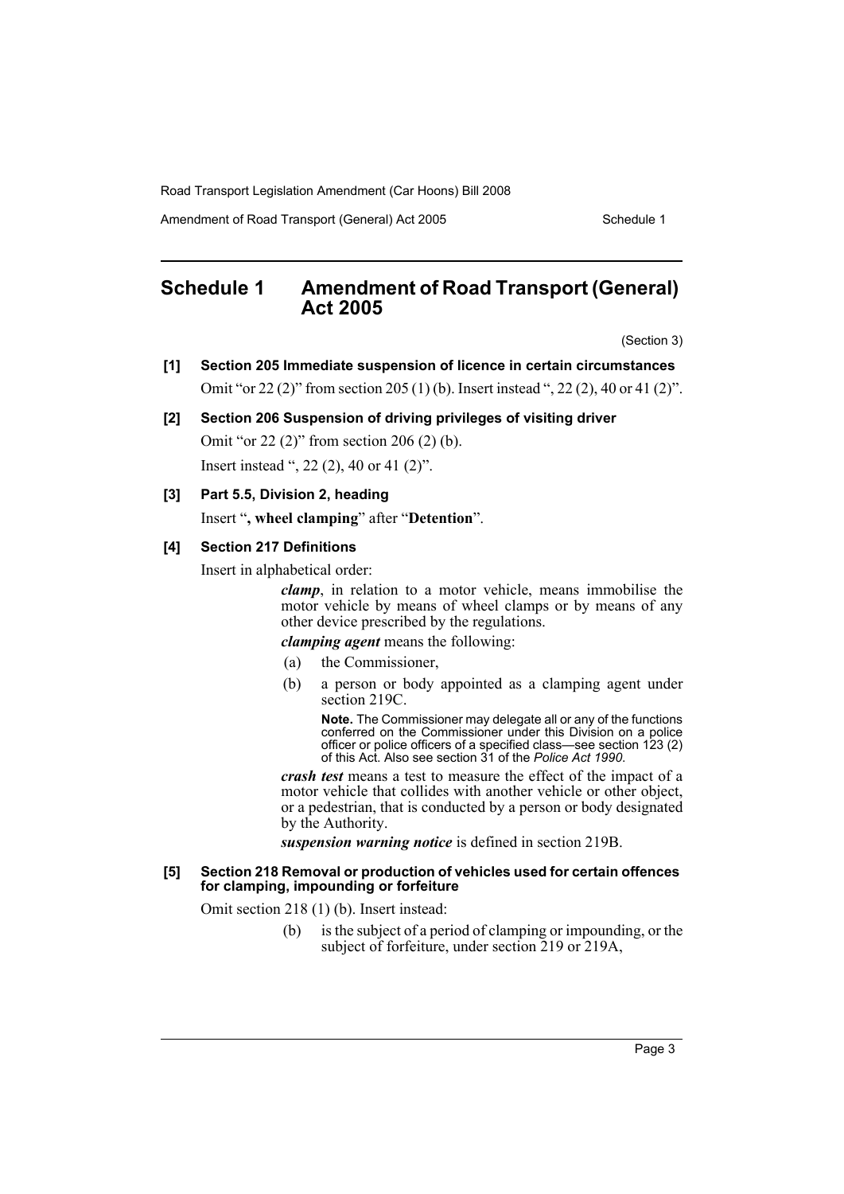# Schedule 1 Amendment of Road Transport (General) Act 2005

(Section 3)

**[1] Section 205 Immediate suspension of licence in certain circumstances**

Omit "or 22 (2)" from section 205 (1) (b). Insert instead ", 22 (2), 40 or 41 (2)".

**[2] Section 206 Suspension of driving privileges of visiting driver**

Omit "or 22 (2)" from section 206 (2) (b).

Insert instead ", 22 (2), 40 or 41 (2)".

**[3] Part 5.5, Division 2, heading**

Insert "**, wheel clamping**" after "**Detention**".

**[4] Section 217 Definitions**

Insert in alphabetical order:

> ***clamp***, in relation to a motor vehicle, means immobilise the motor vehicle by means of wheel clamps or by means of any other device prescribed by the regulations.
>
> ***clamping agent*** means the following:
>
> (a) the Commissioner,
>
> (b) a person or body appointed as a clamping agent under section 219C.
>
> **Note.** The Commissioner may delegate all or any of the functions conferred on the Commissioner under this Division on a police officer or police officers of a specified class—see section 123 (2) of this Act. Also see section 31 of the *Police Act 1990*.
>
> ***crash test*** means a test to measure the effect of the impact of a motor vehicle that collides with another vehicle or other object, or a pedestrian, that is conducted by a person or body designated by the Authority.
>
> ***suspension warning notice*** is defined in section 219B.

**[5] Section 218 Removal or production of vehicles used for certain offences for clamping, impounding or forfeiture**

Omit section 218 (1) (b). Insert instead:

> (b) is the subject of a period of clamping or impounding, or the subject of forfeiture, under section 219 or 219A,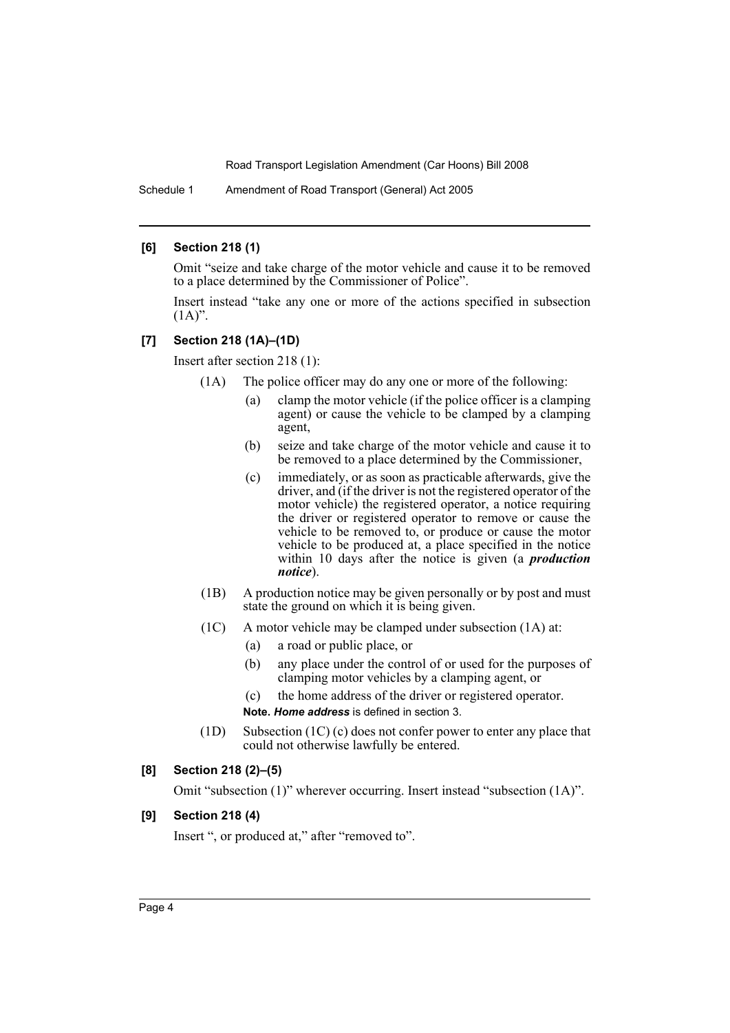### [6] Section 218 (1)

Omit "seize and take charge of the motor vehicle and cause it to be removed to a place determined by the Commissioner of Police".

Insert instead "take any one or more of the actions specified in subsection (1A)".

### [7] Section 218 (1A)–(1D)

Insert after section 218 (1):

(1A) The police officer may do any one or more of the following:

- (a) clamp the motor vehicle (if the police officer is a clamping agent) or cause the vehicle to be clamped by a clamping agent,
- (b) seize and take charge of the motor vehicle and cause it to be removed to a place determined by the Commissioner,
- (c) immediately, or as soon as practicable afterwards, give the driver, and (if the driver is not the registered operator of the motor vehicle) the registered operator, a notice requiring the driver or registered operator to remove or cause the vehicle to be removed to, or produce or cause the motor vehicle to be produced at, a place specified in the notice within 10 days after the notice is given (a ***production notice***).

(1B) A production notice may be given personally or by post and must state the ground on which it is being given.

(1C) A motor vehicle may be clamped under subsection (1A) at:

- (a) a road or public place, or
- (b) any place under the control of or used for the purposes of clamping motor vehicles by a clamping agent, or
- (c) the home address of the driver or registered operator.

**Note.** ***Home address*** is defined in section 3.

(1D) Subsection (1C) (c) does not confer power to enter any place that could not otherwise lawfully be entered.

### [8] Section 218 (2)–(5)

Omit "subsection (1)" wherever occurring. Insert instead "subsection (1A)".

### [9] Section 218 (4)

Insert ", or produced at," after "removed to".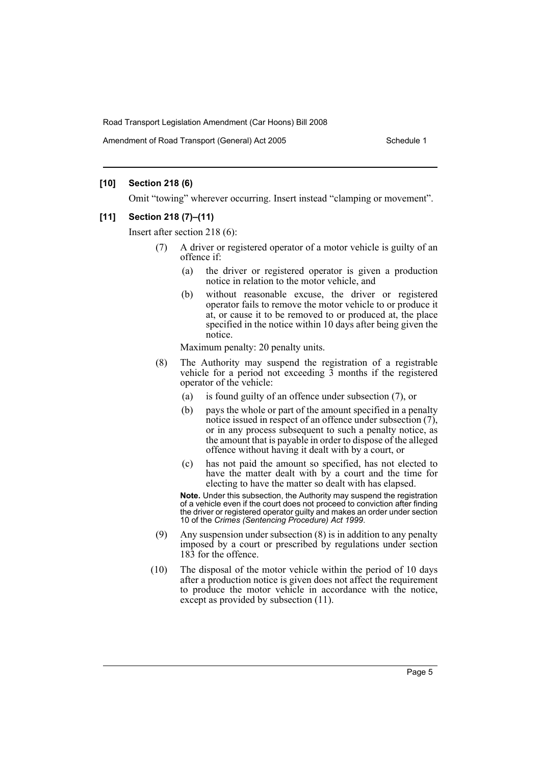**[10] Section 218 (6)**

Omit "towing" wherever occurring. Insert instead "clamping or movement".

**[11] Section 218 (7)–(11)**

Insert after section 218 (6):

(7) A driver or registered operator of a motor vehicle is guilty of an offence if:

- (a) the driver or registered operator is given a production notice in relation to the motor vehicle, and
- (b) without reasonable excuse, the driver or registered operator fails to remove the motor vehicle to or produce it at, or cause it to be removed to or produced at, the place specified in the notice within 10 days after being given the notice.

Maximum penalty: 20 penalty units.

(8) The Authority may suspend the registration of a registrable vehicle for a period not exceeding 3 months if the registered operator of the vehicle:

- (a) is found guilty of an offence under subsection (7), or
- (b) pays the whole or part of the amount specified in a penalty notice issued in respect of an offence under subsection (7), or in any process subsequent to such a penalty notice, as the amount that is payable in order to dispose of the alleged offence without having it dealt with by a court, or
- (c) has not paid the amount so specified, has not elected to have the matter dealt with by a court and the time for electing to have the matter so dealt with has elapsed.

**Note.** Under this subsection, the Authority may suspend the registration of a vehicle even if the court does not proceed to conviction after finding the driver or registered operator guilty and makes an order under section 10 of the *Crimes (Sentencing Procedure) Act 1999*.

(9) Any suspension under subsection (8) is in addition to any penalty imposed by a court or prescribed by regulations under section 183 for the offence.

(10) The disposal of the motor vehicle within the period of 10 days after a production notice is given does not affect the requirement to produce the motor vehicle in accordance with the notice, except as provided by subsection (11).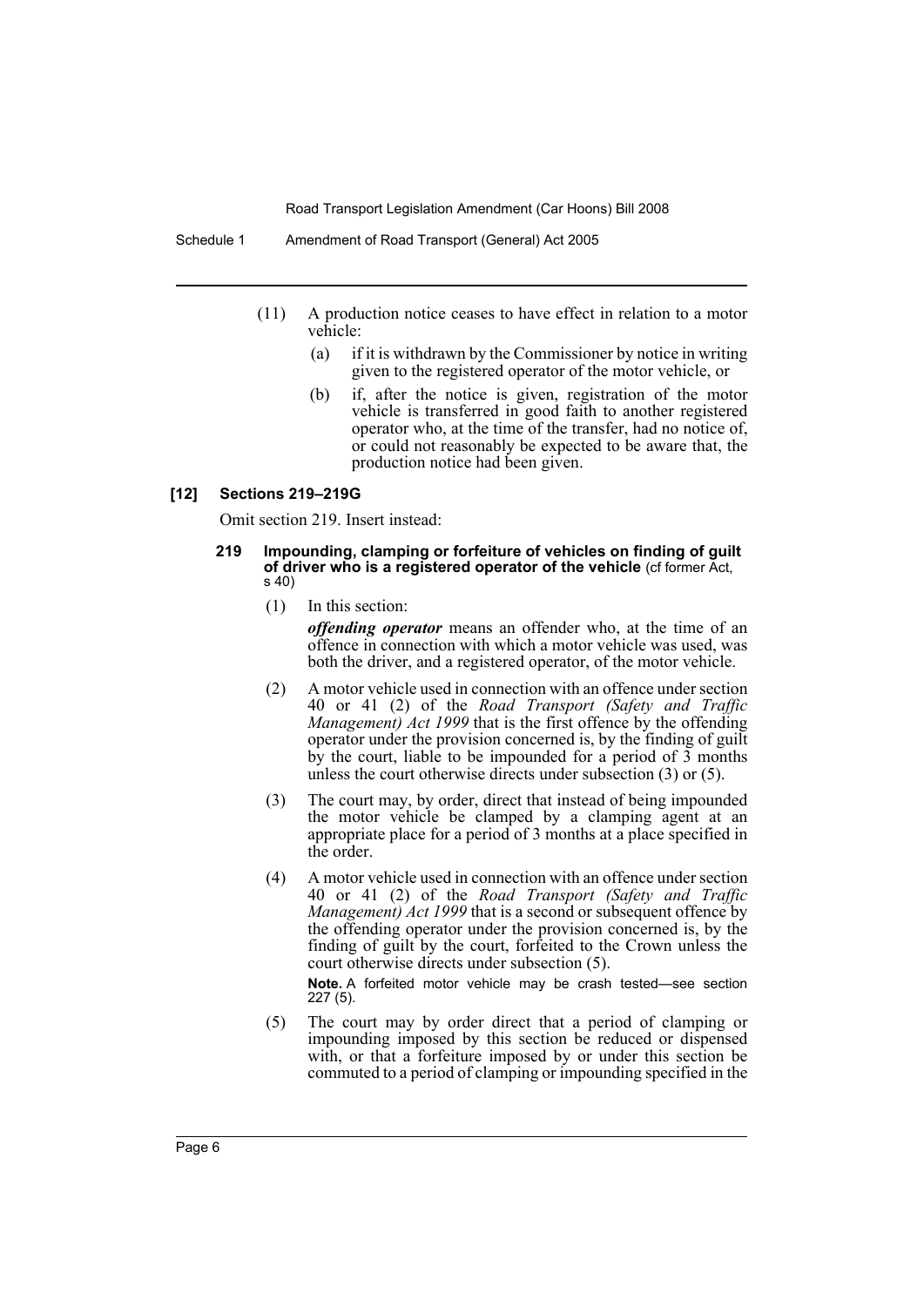(11) A production notice ceases to have effect in relation to a motor vehicle:

(a) if it is withdrawn by the Commissioner by notice in writing given to the registered operator of the motor vehicle, or

(b) if, after the notice is given, registration of the motor vehicle is transferred in good faith to another registered operator who, at the time of the transfer, had no notice of, or could not reasonably be expected to be aware that, the production notice had been given.

**[12] Sections 219–219G**

Omit section 219. Insert instead:

**219 Impounding, clamping or forfeiture of vehicles on finding of guilt of driver who is a registered operator of the vehicle** (cf former Act, s 40)

(1) In this section:

***offending operator*** means an offender who, at the time of an offence in connection with which a motor vehicle was used, was both the driver, and a registered operator, of the motor vehicle.

(2) A motor vehicle used in connection with an offence under section 40 or 41 (2) of the *Road Transport (Safety and Traffic Management) Act 1999* that is the first offence by the offending operator under the provision concerned is, by the finding of guilt by the court, liable to be impounded for a period of 3 months unless the court otherwise directs under subsection (3) or (5).

(3) The court may, by order, direct that instead of being impounded the motor vehicle be clamped by a clamping agent at an appropriate place for a period of 3 months at a place specified in the order.

(4) A motor vehicle used in connection with an offence under section 40 or 41 (2) of the *Road Transport (Safety and Traffic Management) Act 1999* that is a second or subsequent offence by the offending operator under the provision concerned is, by the finding of guilt by the court, forfeited to the Crown unless the court otherwise directs under subsection (5).

**Note.** A forfeited motor vehicle may be crash tested—see section 227 (5).

(5) The court may by order direct that a period of clamping or impounding imposed by this section be reduced or dispensed with, or that a forfeiture imposed by or under this section be commuted to a period of clamping or impounding specified in the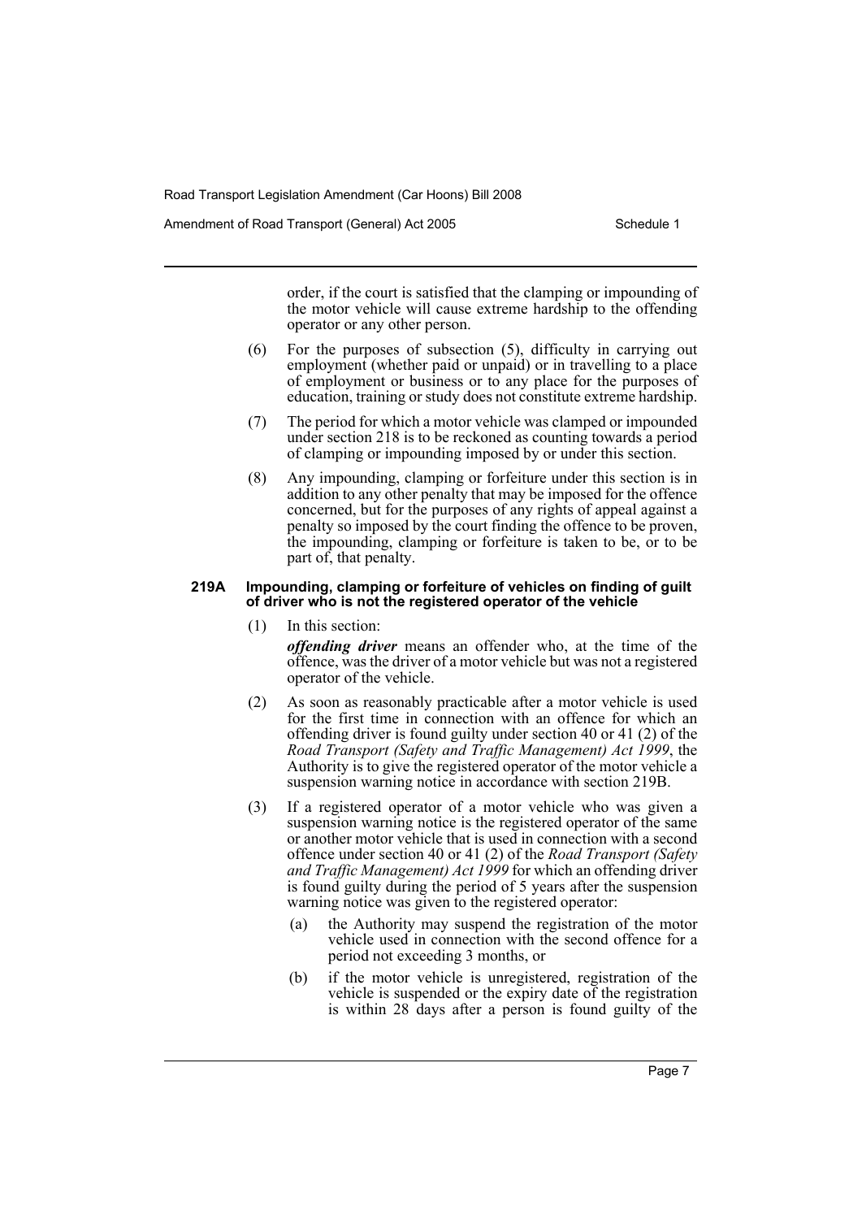order, if the court is satisfied that the clamping or impounding of the motor vehicle will cause extreme hardship to the offending operator or any other person.

(6) For the purposes of subsection (5), difficulty in carrying out employment (whether paid or unpaid) or in travelling to a place of employment or business or to any place for the purposes of education, training or study does not constitute extreme hardship.

(7) The period for which a motor vehicle was clamped or impounded under section 218 is to be reckoned as counting towards a period of clamping or impounding imposed by or under this section.

(8) Any impounding, clamping or forfeiture under this section is in addition to any other penalty that may be imposed for the offence concerned, but for the purposes of any rights of appeal against a penalty so imposed by the court finding the offence to be proven, the impounding, clamping or forfeiture is taken to be, or to be part of, that penalty.

#### 219A Impounding, clamping or forfeiture of vehicles on finding of guilt of driver who is not the registered operator of the vehicle

(1) In this section:

***offending driver*** means an offender who, at the time of the offence, was the driver of a motor vehicle but was not a registered operator of the vehicle.

(2) As soon as reasonably practicable after a motor vehicle is used for the first time in connection with an offence for which an offending driver is found guilty under section 40 or 41 (2) of the *Road Transport (Safety and Traffic Management) Act 1999*, the Authority is to give the registered operator of the motor vehicle a suspension warning notice in accordance with section 219B.

(3) If a registered operator of a motor vehicle who was given a suspension warning notice is the registered operator of the same or another motor vehicle that is used in connection with a second offence under section 40 or 41 (2) of the *Road Transport (Safety and Traffic Management) Act 1999* for which an offending driver is found guilty during the period of 5 years after the suspension warning notice was given to the registered operator:

(a) the Authority may suspend the registration of the motor vehicle used in connection with the second offence for a period not exceeding 3 months, or

(b) if the motor vehicle is unregistered, registration of the vehicle is suspended or the expiry date of the registration is within 28 days after a person is found guilty of the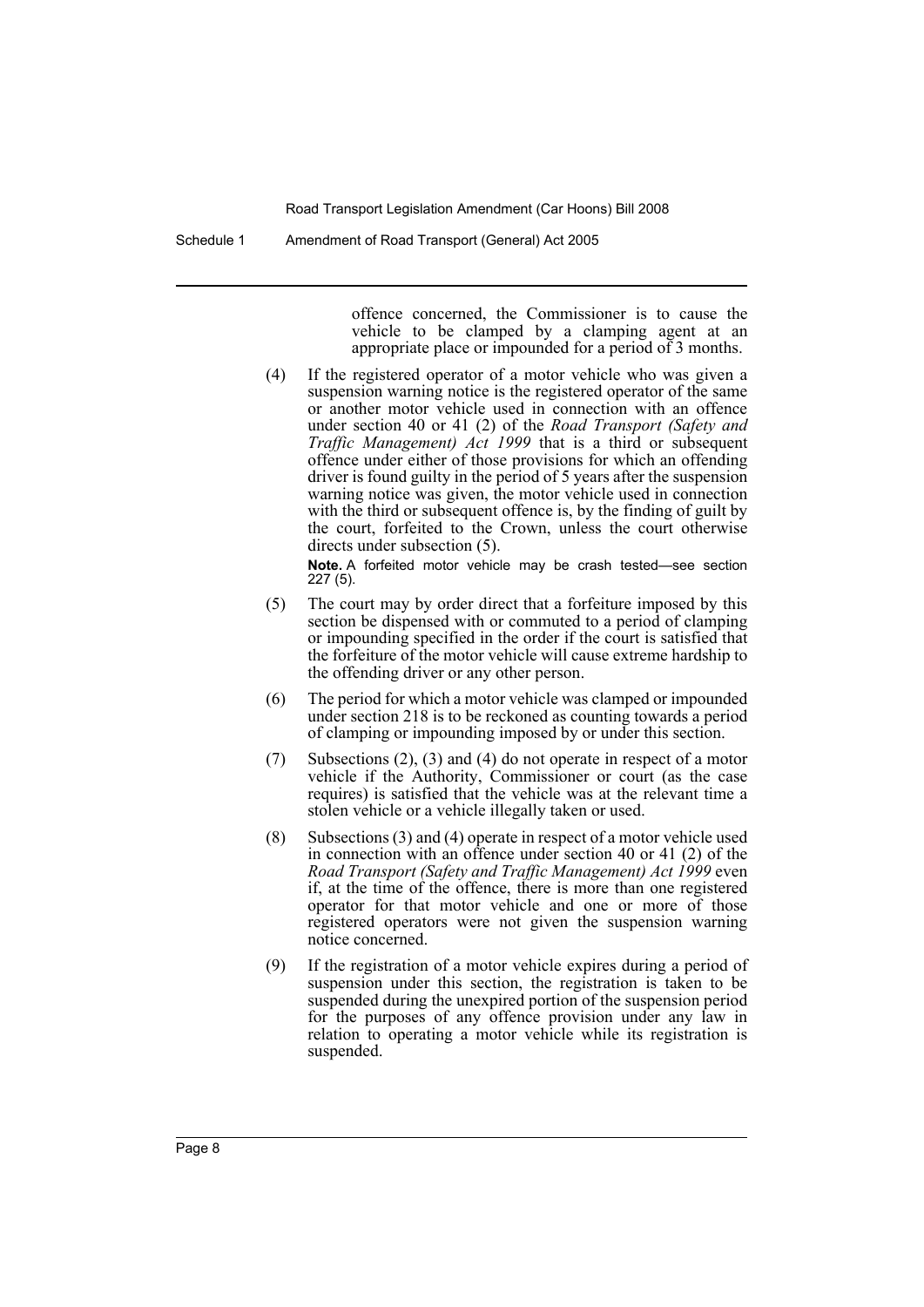offence concerned, the Commissioner is to cause the vehicle to be clamped by a clamping agent at an appropriate place or impounded for a period of 3 months.

(4) If the registered operator of a motor vehicle who was given a suspension warning notice is the registered operator of the same or another motor vehicle used in connection with an offence under section 40 or 41 (2) of the *Road Transport (Safety and Traffic Management) Act 1999* that is a third or subsequent offence under either of those provisions for which an offending driver is found guilty in the period of 5 years after the suspension warning notice was given, the motor vehicle used in connection with the third or subsequent offence is, by the finding of guilt by the court, forfeited to the Crown, unless the court otherwise directs under subsection (5).

**Note.** A forfeited motor vehicle may be crash tested—see section 227 (5).

(5) The court may by order direct that a forfeiture imposed by this section be dispensed with or commuted to a period of clamping or impounding specified in the order if the court is satisfied that the forfeiture of the motor vehicle will cause extreme hardship to the offending driver or any other person.

(6) The period for which a motor vehicle was clamped or impounded under section 218 is to be reckoned as counting towards a period of clamping or impounding imposed by or under this section.

(7) Subsections (2), (3) and (4) do not operate in respect of a motor vehicle if the Authority, Commissioner or court (as the case requires) is satisfied that the vehicle was at the relevant time a stolen vehicle or a vehicle illegally taken or used.

(8) Subsections (3) and (4) operate in respect of a motor vehicle used in connection with an offence under section 40 or 41 (2) of the *Road Transport (Safety and Traffic Management) Act 1999* even if, at the time of the offence, there is more than one registered operator for that motor vehicle and one or more of those registered operators were not given the suspension warning notice concerned.

(9) If the registration of a motor vehicle expires during a period of suspension under this section, the registration is taken to be suspended during the unexpired portion of the suspension period for the purposes of any offence provision under any law in relation to operating a motor vehicle while its registration is suspended.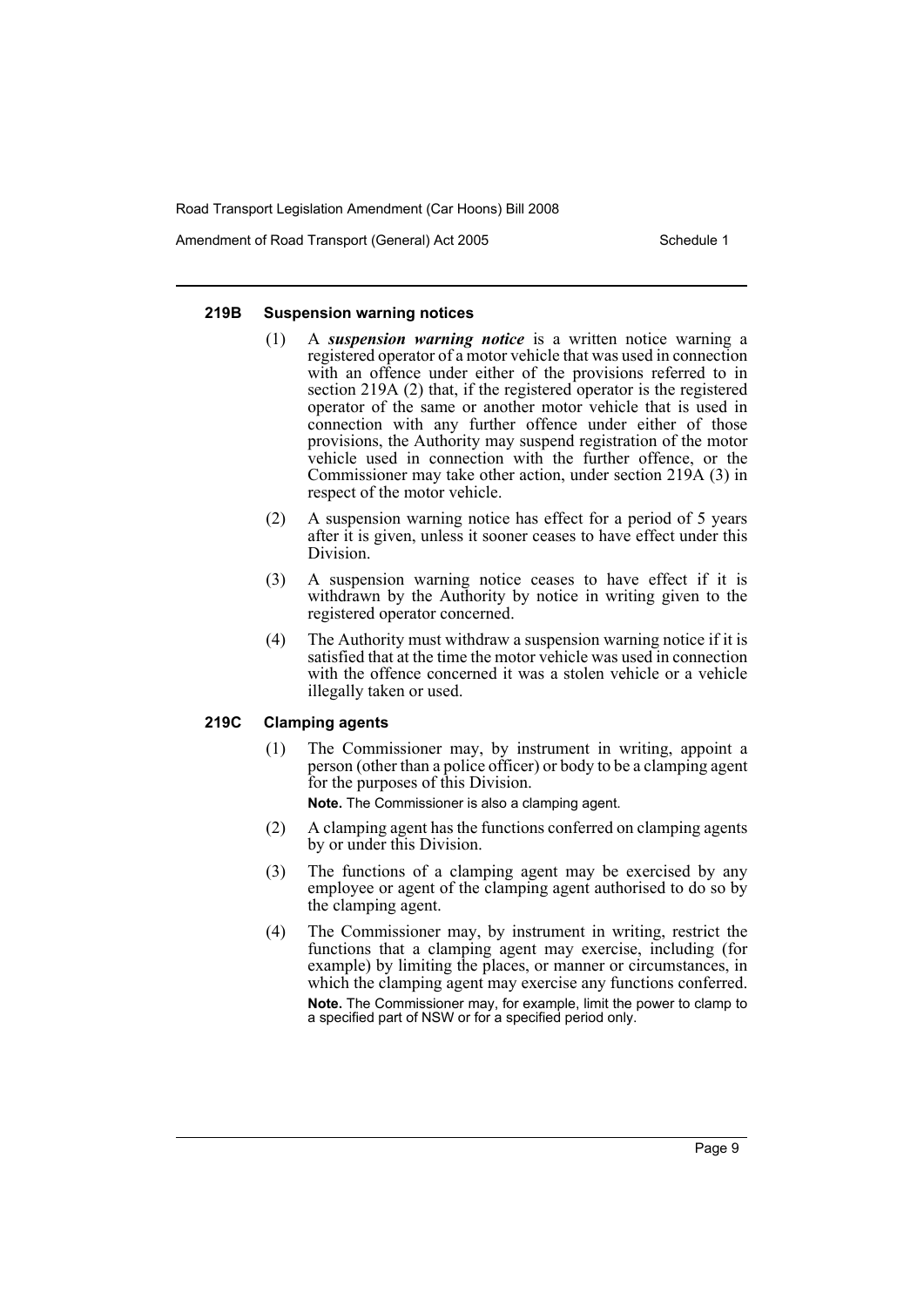#### 219B Suspension warning notices

(1) A ***suspension warning notice*** is a written notice warning a registered operator of a motor vehicle that was used in connection with an offence under either of the provisions referred to in section 219A (2) that, if the registered operator is the registered operator of the same or another motor vehicle that is used in connection with any further offence under either of those provisions, the Authority may suspend registration of the motor vehicle used in connection with the further offence, or the Commissioner may take other action, under section 219A (3) in respect of the motor vehicle.

(2) A suspension warning notice has effect for a period of 5 years after it is given, unless it sooner ceases to have effect under this Division.

(3) A suspension warning notice ceases to have effect if it is withdrawn by the Authority by notice in writing given to the registered operator concerned.

(4) The Authority must withdraw a suspension warning notice if it is satisfied that at the time the motor vehicle was used in connection with the offence concerned it was a stolen vehicle or a vehicle illegally taken or used.

#### 219C Clamping agents

(1) The Commissioner may, by instrument in writing, appoint a person (other than a police officer) or body to be a clamping agent for the purposes of this Division.

**Note.** The Commissioner is also a clamping agent.

(2) A clamping agent has the functions conferred on clamping agents by or under this Division.

(3) The functions of a clamping agent may be exercised by any employee or agent of the clamping agent authorised to do so by the clamping agent.

(4) The Commissioner may, by instrument in writing, restrict the functions that a clamping agent may exercise, including (for example) by limiting the places, or manner or circumstances, in which the clamping agent may exercise any functions conferred.

**Note.** The Commissioner may, for example, limit the power to clamp to a specified part of NSW or for a specified period only.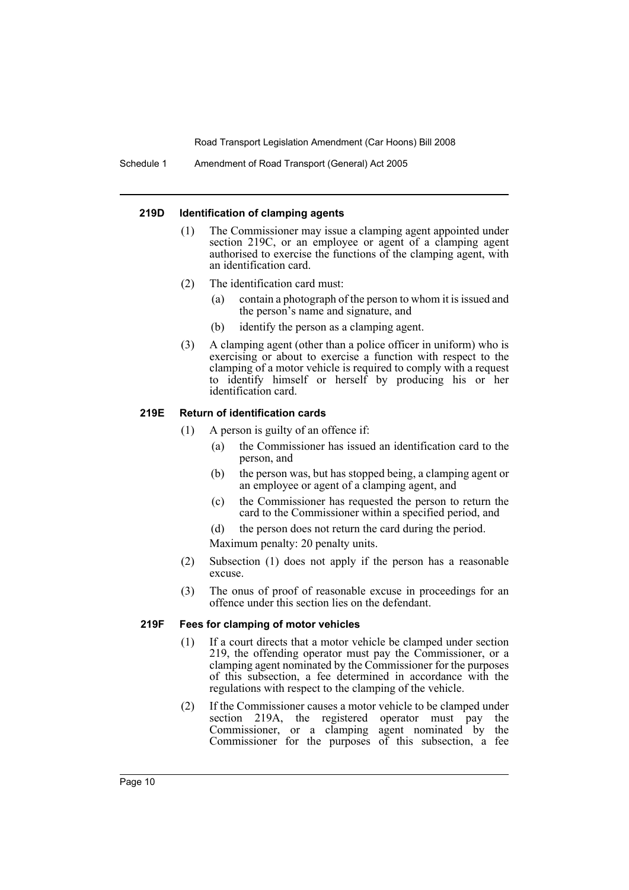#### 219D Identification of clamping agents

(1) The Commissioner may issue a clamping agent appointed under section 219C, or an employee or agent of a clamping agent authorised to exercise the functions of the clamping agent, with an identification card.

(2) The identification card must:

- (a) contain a photograph of the person to whom it is issued and the person's name and signature, and
- (b) identify the person as a clamping agent.

(3) A clamping agent (other than a police officer in uniform) who is exercising or about to exercise a function with respect to the clamping of a motor vehicle is required to comply with a request to identify himself or herself by producing his or her identification card.

#### 219E Return of identification cards

(1) A person is guilty of an offence if:

- (a) the Commissioner has issued an identification card to the person, and
- (b) the person was, but has stopped being, a clamping agent or an employee or agent of a clamping agent, and
- (c) the Commissioner has requested the person to return the card to the Commissioner within a specified period, and
- (d) the person does not return the card during the period.

Maximum penalty: 20 penalty units.

(2) Subsection (1) does not apply if the person has a reasonable excuse.

(3) The onus of proof of reasonable excuse in proceedings for an offence under this section lies on the defendant.

#### 219F Fees for clamping of motor vehicles

(1) If a court directs that a motor vehicle be clamped under section 219, the offending operator must pay the Commissioner, or a clamping agent nominated by the Commissioner for the purposes of this subsection, a fee determined in accordance with the regulations with respect to the clamping of the vehicle.

(2) If the Commissioner causes a motor vehicle to be clamped under section 219A, the registered operator must pay the Commissioner, or a clamping agent nominated by the Commissioner for the purposes of this subsection, a fee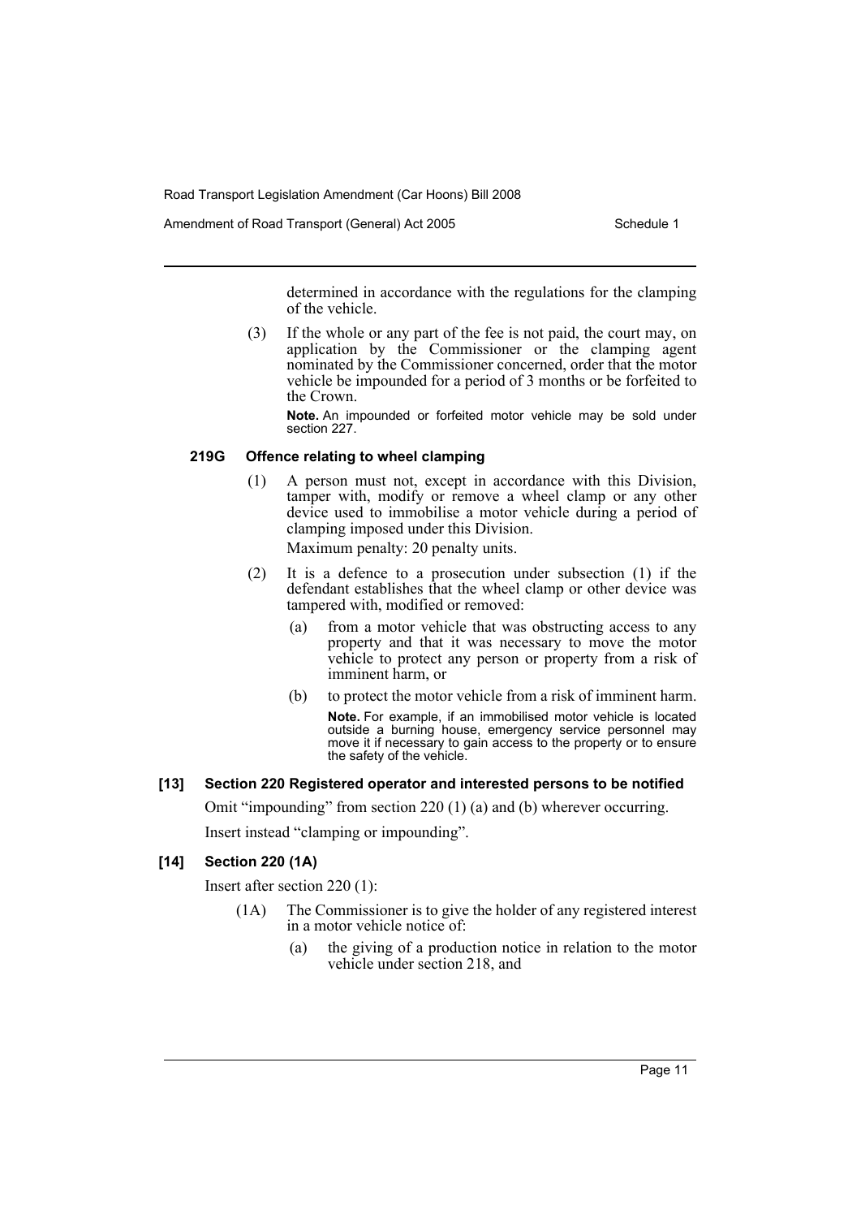determined in accordance with the regulations for the clamping of the vehicle.

(3) If the whole or any part of the fee is not paid, the court may, on application by the Commissioner or the clamping agent nominated by the Commissioner concerned, order that the motor vehicle be impounded for a period of 3 months or be forfeited to the Crown.

**Note.** An impounded or forfeited motor vehicle may be sold under section 227.

#### 219G Offence relating to wheel clamping

(1) A person must not, except in accordance with this Division, tamper with, modify or remove a wheel clamp or any other device used to immobilise a motor vehicle during a period of clamping imposed under this Division.

Maximum penalty: 20 penalty units.

(2) It is a defence to a prosecution under subsection (1) if the defendant establishes that the wheel clamp or other device was tampered with, modified or removed:

(a) from a motor vehicle that was obstructing access to any property and that it was necessary to move the motor vehicle to protect any person or property from a risk of imminent harm, or

(b) to protect the motor vehicle from a risk of imminent harm.

**Note.** For example, if an immobilised motor vehicle is located outside a burning house, emergency service personnel may move it if necessary to gain access to the property or to ensure the safety of the vehicle.

### [13] Section 220 Registered operator and interested persons to be notified

Omit "impounding" from section 220 (1) (a) and (b) wherever occurring.

Insert instead "clamping or impounding".

### [14] Section 220 (1A)

Insert after section 220 (1):

(1A) The Commissioner is to give the holder of any registered interest in a motor vehicle notice of:

(a) the giving of a production notice in relation to the motor vehicle under section 218, and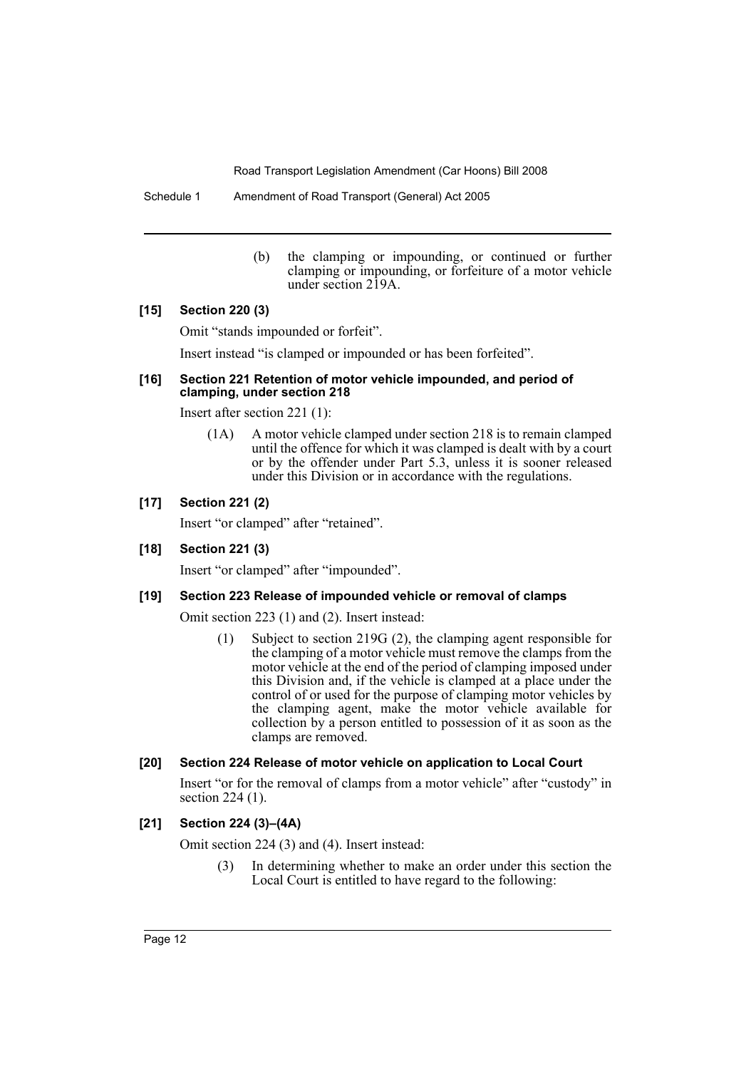(b) the clamping or impounding, or continued or further clamping or impounding, or forfeiture of a motor vehicle under section 219A.

**[15] Section 220 (3)**

Omit "stands impounded or forfeit".

Insert instead "is clamped or impounded or has been forfeited".

**[16] Section 221 Retention of motor vehicle impounded, and period of clamping, under section 218**

Insert after section 221 (1):

(1A) A motor vehicle clamped under section 218 is to remain clamped until the offence for which it was clamped is dealt with by a court or by the offender under Part 5.3, unless it is sooner released under this Division or in accordance with the regulations.

**[17] Section 221 (2)**

Insert "or clamped" after "retained".

**[18] Section 221 (3)**

Insert "or clamped" after "impounded".

**[19] Section 223 Release of impounded vehicle or removal of clamps**

Omit section 223 (1) and (2). Insert instead:

(1) Subject to section 219G (2), the clamping agent responsible for the clamping of a motor vehicle must remove the clamps from the motor vehicle at the end of the period of clamping imposed under this Division and, if the vehicle is clamped at a place under the control of or used for the purpose of clamping motor vehicles by the clamping agent, make the motor vehicle available for collection by a person entitled to possession of it as soon as the clamps are removed.

**[20] Section 224 Release of motor vehicle on application to Local Court**

Insert "or for the removal of clamps from a motor vehicle" after "custody" in section 224 (1).

**[21] Section 224 (3)–(4A)**

Omit section 224 (3) and (4). Insert instead:

(3) In determining whether to make an order under this section the Local Court is entitled to have regard to the following: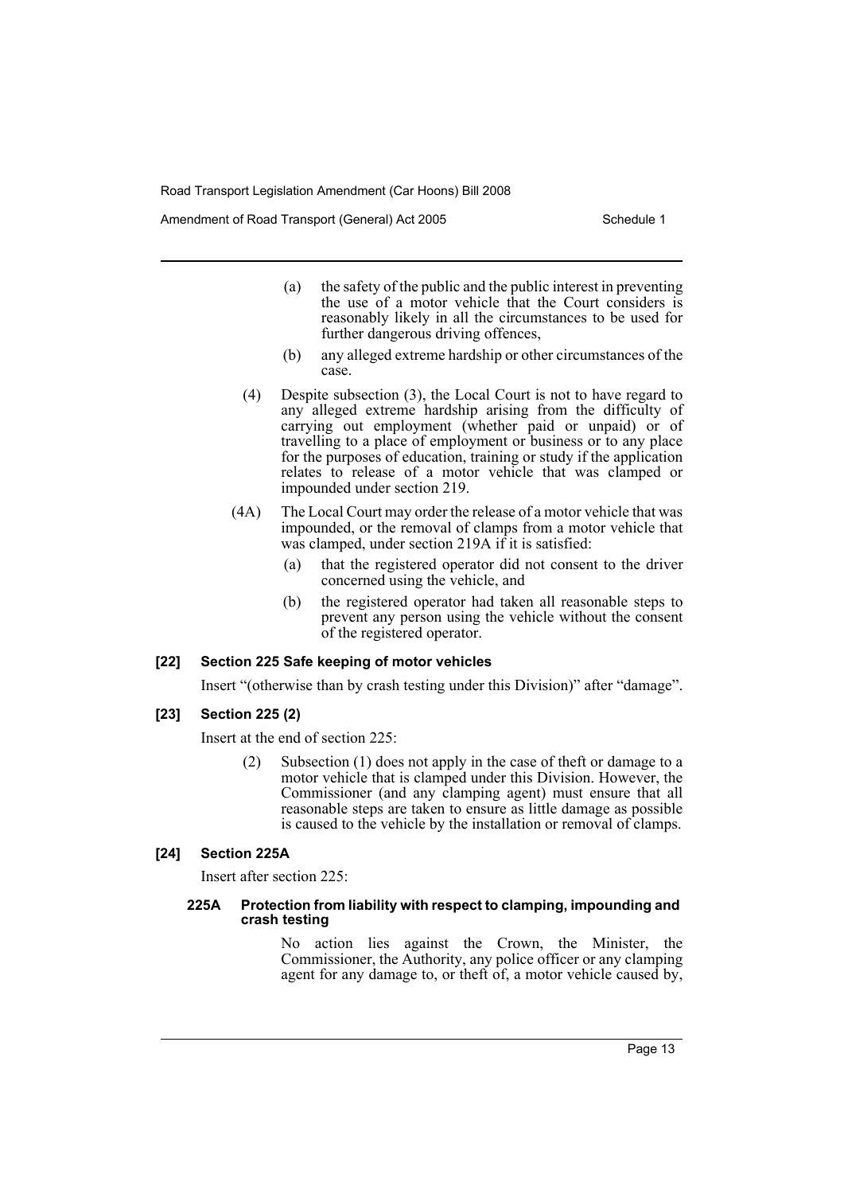(a) the safety of the public and the public interest in preventing the use of a motor vehicle that the Court considers is reasonably likely in all the circumstances to be used for further dangerous driving offences,

(b) any alleged extreme hardship or other circumstances of the case.

(4) Despite subsection (3), the Local Court is not to have regard to any alleged extreme hardship arising from the difficulty of carrying out employment (whether paid or unpaid) or of travelling to a place of employment or business or to any place for the purposes of education, training or study if the application relates to release of a motor vehicle that was clamped or impounded under section 219.

(4A) The Local Court may order the release of a motor vehicle that was impounded, or the removal of clamps from a motor vehicle that was clamped, under section 219A if it is satisfied:

(a) that the registered operator did not consent to the driver concerned using the vehicle, and

(b) the registered operator had taken all reasonable steps to prevent any person using the vehicle without the consent of the registered operator.

**[22] Section 225 Safe keeping of motor vehicles**

Insert "(otherwise than by crash testing under this Division)" after "damage".

**[23] Section 225 (2)**

Insert at the end of section 225:

(2) Subsection (1) does not apply in the case of theft or damage to a motor vehicle that is clamped under this Division. However, the Commissioner (and any clamping agent) must ensure that all reasonable steps are taken to ensure as little damage as possible is caused to the vehicle by the installation or removal of clamps.

**[24] Section 225A**

Insert after section 225:

**225A Protection from liability with respect to clamping, impounding and crash testing**

No action lies against the Crown, the Minister, the Commissioner, the Authority, any police officer or any clamping agent for any damage to, or theft of, a motor vehicle caused by,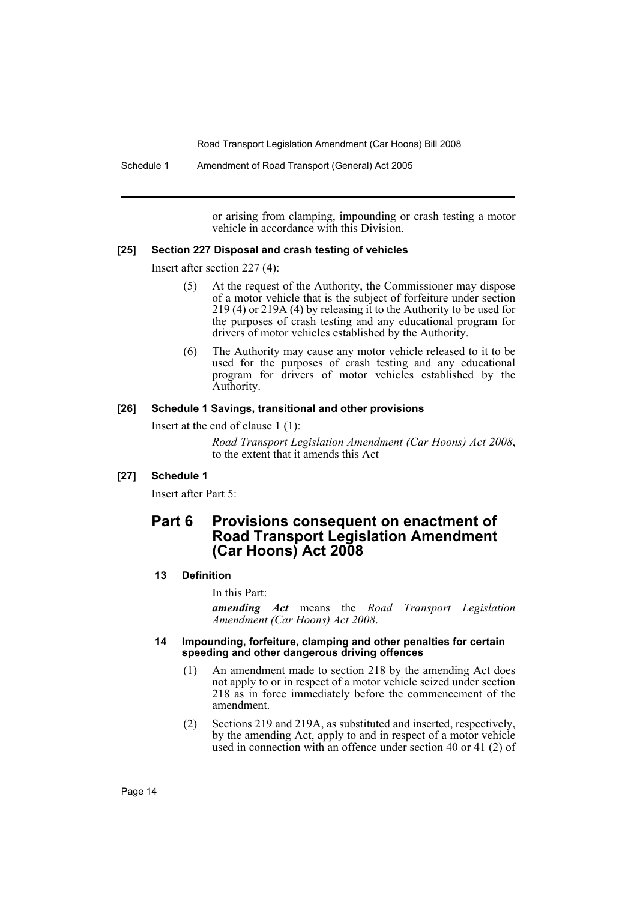or arising from clamping, impounding or crash testing a motor vehicle in accordance with this Division.

**[25] Section 227 Disposal and crash testing of vehicles**

Insert after section 227 (4):

(5) At the request of the Authority, the Commissioner may dispose of a motor vehicle that is the subject of forfeiture under section 219 (4) or 219A (4) by releasing it to the Authority to be used for the purposes of crash testing and any educational program for drivers of motor vehicles established by the Authority.

(6) The Authority may cause any motor vehicle released to it to be used for the purposes of crash testing and any educational program for drivers of motor vehicles established by the Authority.

**[26] Schedule 1 Savings, transitional and other provisions**

Insert at the end of clause 1 (1):

*Road Transport Legislation Amendment (Car Hoons) Act 2008*, to the extent that it amends this Act

**[27] Schedule 1**

Insert after Part 5:

## Part 6 Provisions consequent on enactment of Road Transport Legislation Amendment (Car Hoons) Act 2008

**13 Definition**

In this Part:

***amending Act*** means the *Road Transport Legislation Amendment (Car Hoons) Act 2008*.

**14 Impounding, forfeiture, clamping and other penalties for certain speeding and other dangerous driving offences**

(1) An amendment made to section 218 by the amending Act does not apply to or in respect of a motor vehicle seized under section 218 as in force immediately before the commencement of the amendment.

(2) Sections 219 and 219A, as substituted and inserted, respectively, by the amending Act, apply to and in respect of a motor vehicle used in connection with an offence under section 40 or 41 (2) of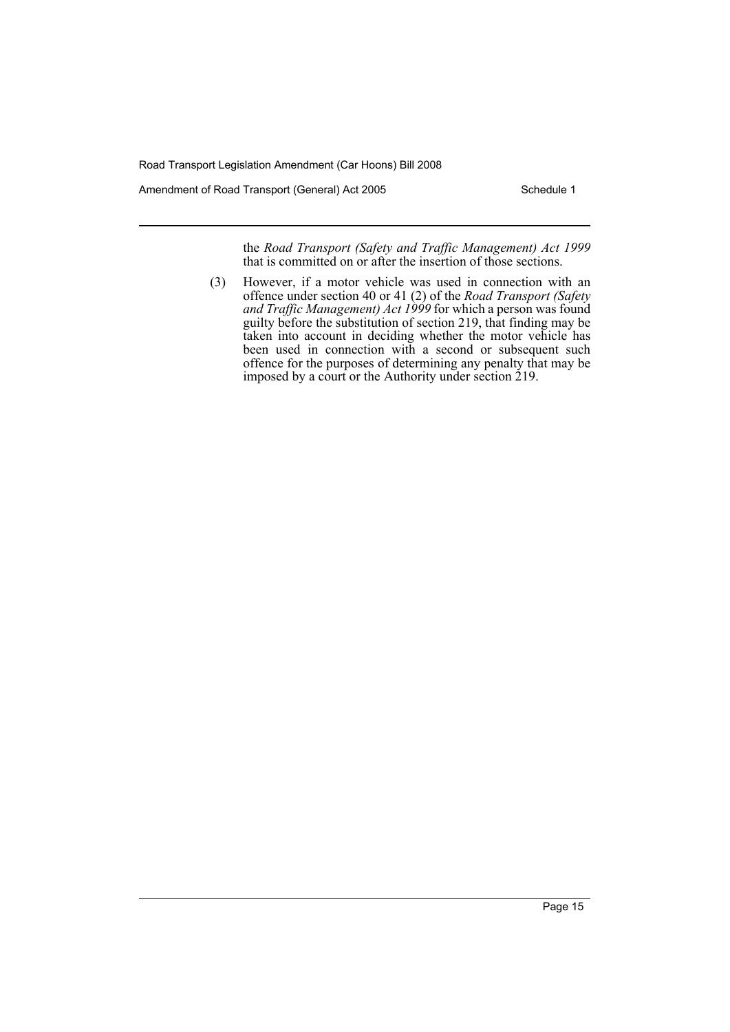the *Road Transport (Safety and Traffic Management) Act 1999* that is committed on or after the insertion of those sections.

(3) However, if a motor vehicle was used in connection with an offence under section 40 or 41 (2) of the *Road Transport (Safety and Traffic Management) Act 1999* for which a person was found guilty before the substitution of section 219, that finding may be taken into account in deciding whether the motor vehicle has been used in connection with a second or subsequent such offence for the purposes of determining any penalty that may be imposed by a court or the Authority under section 219.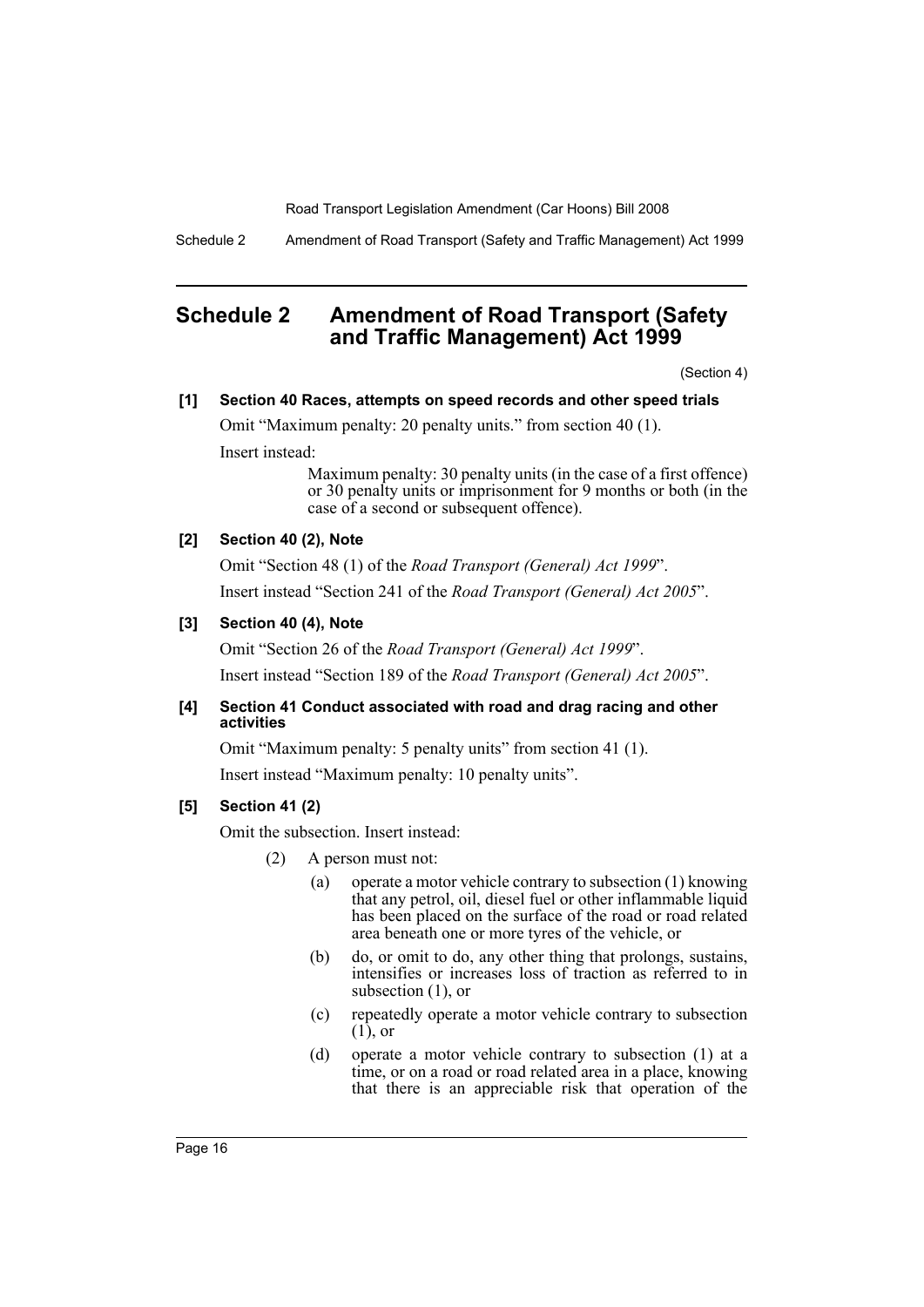# Schedule 2 Amendment of Road Transport (Safety and Traffic Management) Act 1999

(Section 4)

**[1] Section 40 Races, attempts on speed records and other speed trials**

Omit "Maximum penalty: 20 penalty units." from section 40 (1).

Insert instead:

> Maximum penalty: 30 penalty units (in the case of a first offence) or 30 penalty units or imprisonment for 9 months or both (in the case of a second or subsequent offence).

**[2] Section 40 (2), Note**

Omit "Section 48 (1) of the *Road Transport (General) Act 1999*".

Insert instead "Section 241 of the *Road Transport (General) Act 2005*".

**[3] Section 40 (4), Note**

Omit "Section 26 of the *Road Transport (General) Act 1999*".

Insert instead "Section 189 of the *Road Transport (General) Act 2005*".

**[4] Section 41 Conduct associated with road and drag racing and other activities**

Omit "Maximum penalty: 5 penalty units" from section 41 (1).

Insert instead "Maximum penalty: 10 penalty units".

**[5] Section 41 (2)**

Omit the subsection. Insert instead:

(2) A person must not:

(a) operate a motor vehicle contrary to subsection (1) knowing that any petrol, oil, diesel fuel or other inflammable liquid has been placed on the surface of the road or road related area beneath one or more tyres of the vehicle, or

(b) do, or omit to do, any other thing that prolongs, sustains, intensifies or increases loss of traction as referred to in subsection (1), or

(c) repeatedly operate a motor vehicle contrary to subsection (1), or

(d) operate a motor vehicle contrary to subsection (1) at a time, or on a road or road related area in a place, knowing that there is an appreciable risk that operation of the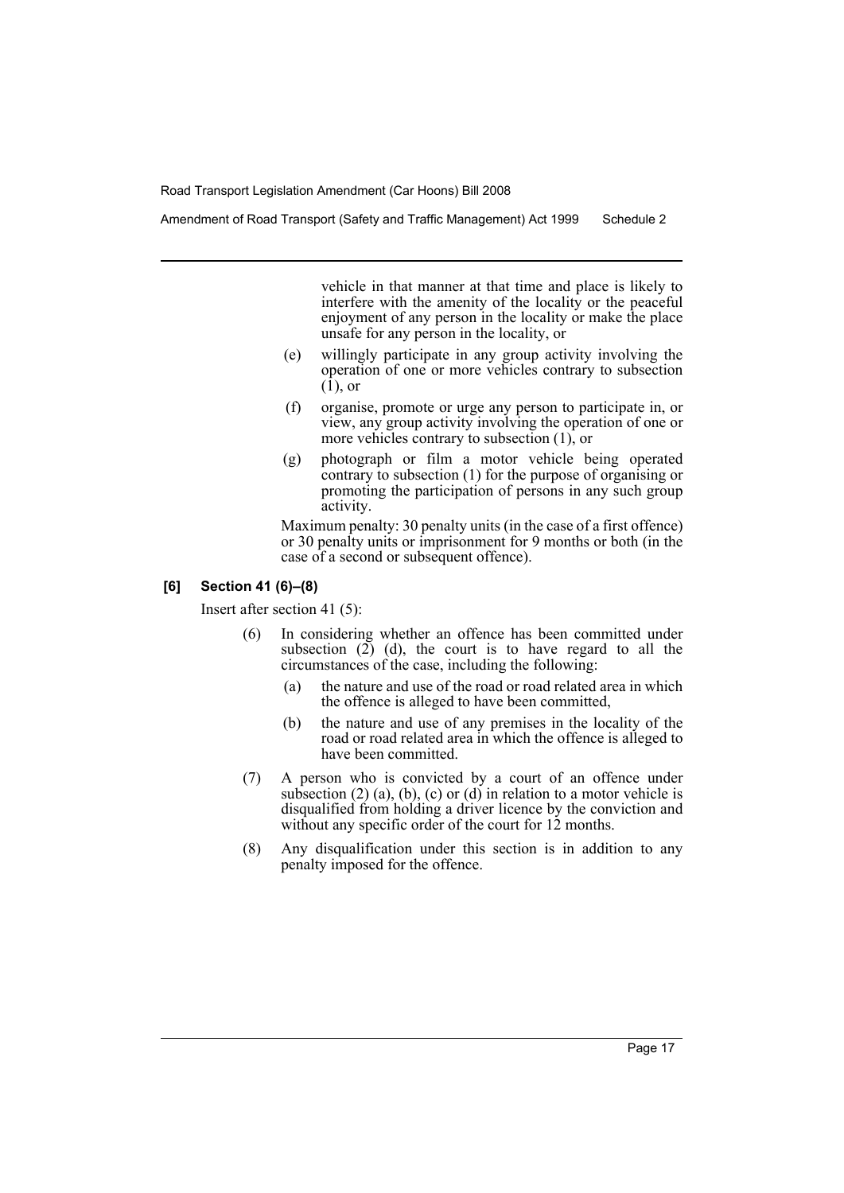vehicle in that manner at that time and place is likely to interfere with the amenity of the locality or the peaceful enjoyment of any person in the locality or make the place unsafe for any person in the locality, or

(e) willingly participate in any group activity involving the operation of one or more vehicles contrary to subsection (1), or

(f) organise, promote or urge any person to participate in, or view, any group activity involving the operation of one or more vehicles contrary to subsection (1), or

(g) photograph or film a motor vehicle being operated contrary to subsection (1) for the purpose of organising or promoting the participation of persons in any such group activity.

Maximum penalty: 30 penalty units (in the case of a first offence) or 30 penalty units or imprisonment for 9 months or both (in the case of a second or subsequent offence).

### [6] Section 41 (6)–(8)

Insert after section 41 (5):

(6) In considering whether an offence has been committed under subsection (2) (d), the court is to have regard to all the circumstances of the case, including the following:

(a) the nature and use of the road or road related area in which the offence is alleged to have been committed,

(b) the nature and use of any premises in the locality of the road or road related area in which the offence is alleged to have been committed.

(7) A person who is convicted by a court of an offence under subsection (2) (a), (b), (c) or (d) in relation to a motor vehicle is disqualified from holding a driver licence by the conviction and without any specific order of the court for 12 months.

(8) Any disqualification under this section is in addition to any penalty imposed for the offence.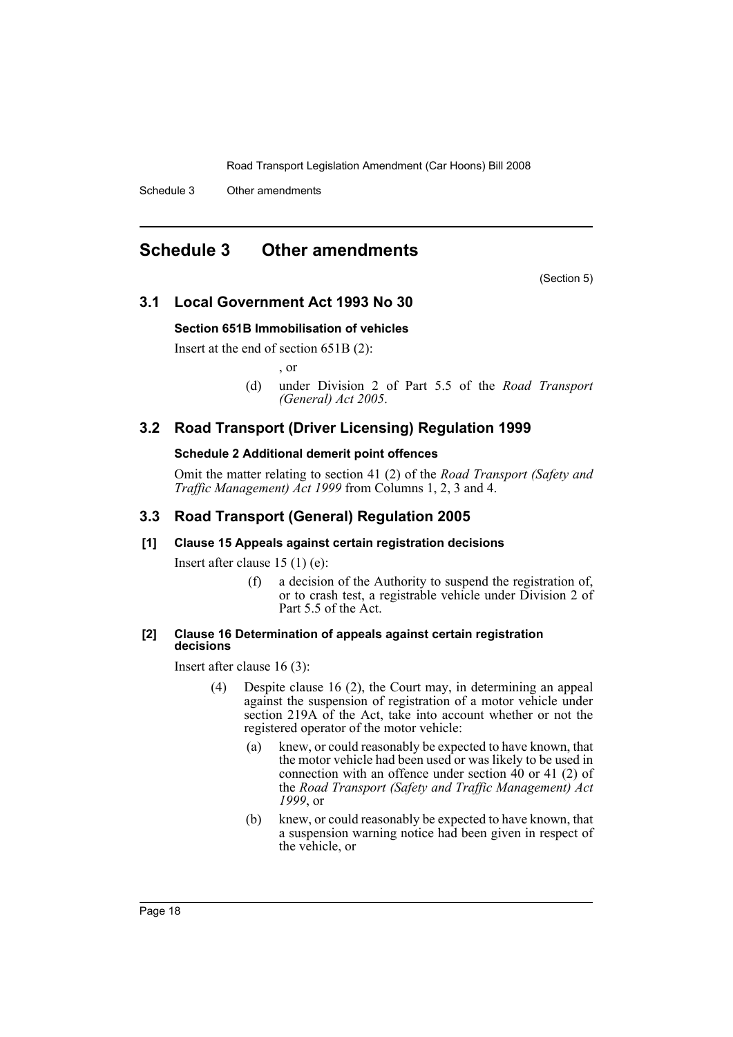# Schedule 3 Other amendments

(Section 5)

## 3.1 Local Government Act 1993 No 30

### Section 651B Immobilisation of vehicles

Insert at the end of section 651B (2):

, or

(d) under Division 2 of Part 5.5 of the *Road Transport (General) Act 2005*.

## 3.2 Road Transport (Driver Licensing) Regulation 1999

### Schedule 2 Additional demerit point offences

Omit the matter relating to section 41 (2) of the *Road Transport (Safety and Traffic Management) Act 1999* from Columns 1, 2, 3 and 4.

## 3.3 Road Transport (General) Regulation 2005

### [1] Clause 15 Appeals against certain registration decisions

Insert after clause 15 (1) (e):

(f) a decision of the Authority to suspend the registration of, or to crash test, a registrable vehicle under Division 2 of Part 5.5 of the Act.

### [2] Clause 16 Determination of appeals against certain registration decisions

Insert after clause 16 (3):

(4) Despite clause 16 (2), the Court may, in determining an appeal against the suspension of registration of a motor vehicle under section 219A of the Act, take into account whether or not the registered operator of the motor vehicle:

(a) knew, or could reasonably be expected to have known, that the motor vehicle had been used or was likely to be used in connection with an offence under section 40 or 41 (2) of the *Road Transport (Safety and Traffic Management) Act 1999*, or

(b) knew, or could reasonably be expected to have known, that a suspension warning notice had been given in respect of the vehicle, or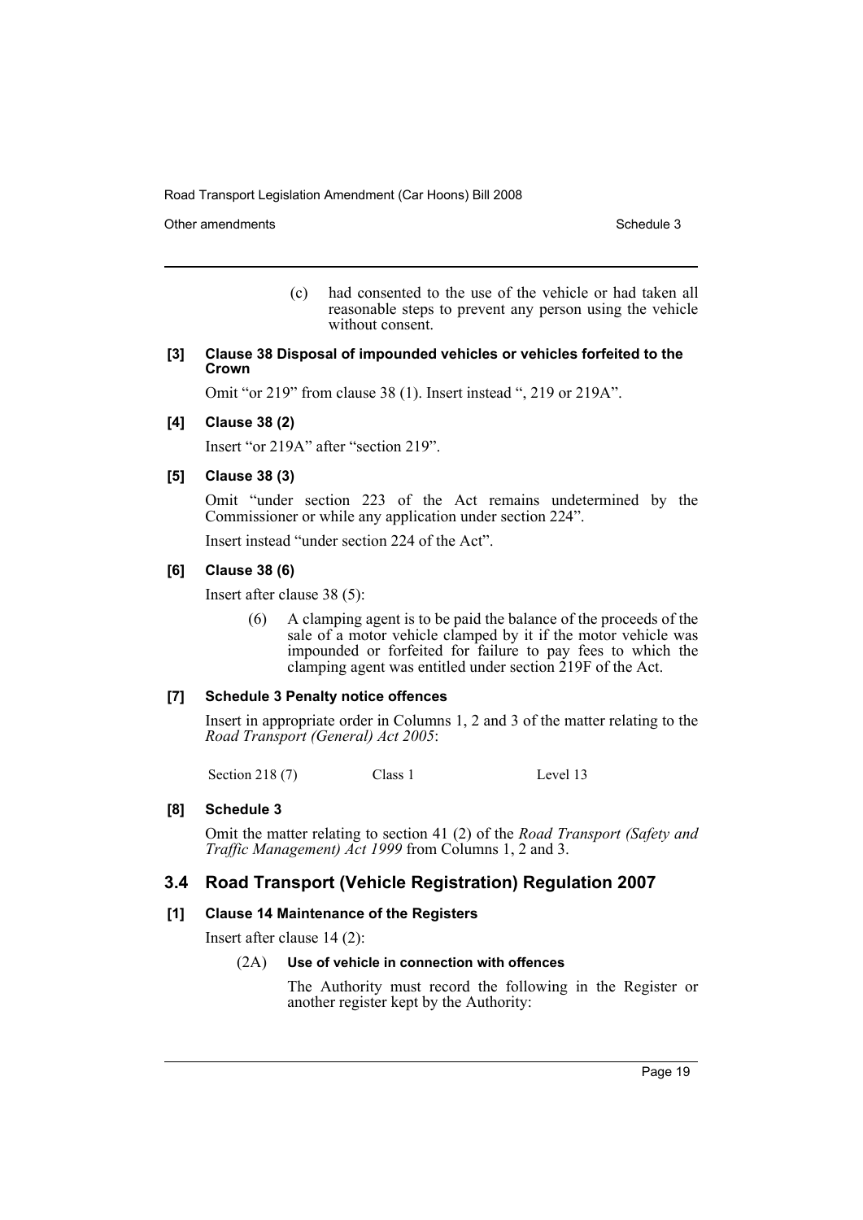(c) had consented to the use of the vehicle or had taken all reasonable steps to prevent any person using the vehicle without consent.

**[3] Clause 38 Disposal of impounded vehicles or vehicles forfeited to the Crown**

Omit "or 219" from clause 38 (1). Insert instead ", 219 or 219A".

**[4] Clause 38 (2)**

Insert "or 219A" after "section 219".

**[5] Clause 38 (3)**

Omit "under section 223 of the Act remains undetermined by the Commissioner or while any application under section 224".

Insert instead "under section 224 of the Act".

**[6] Clause 38 (6)**

Insert after clause 38 (5):

(6) A clamping agent is to be paid the balance of the proceeds of the sale of a motor vehicle clamped by it if the motor vehicle was impounded or forfeited for failure to pay fees to which the clamping agent was entitled under section 219F of the Act.

**[7] Schedule 3 Penalty notice offences**

Insert in appropriate order in Columns 1, 2 and 3 of the matter relating to the *Road Transport (General) Act 2005*:

| | | |
|---|---|---|
| Section 218 (7) | Class 1 | Level 13 |

**[8] Schedule 3**

Omit the matter relating to section 41 (2) of the *Road Transport (Safety and Traffic Management) Act 1999* from Columns 1, 2 and 3.

## 3.4 Road Transport (Vehicle Registration) Regulation 2007

**[1] Clause 14 Maintenance of the Registers**

Insert after clause 14 (2):

(2A) **Use of vehicle in connection with offences**

The Authority must record the following in the Register or another register kept by the Authority: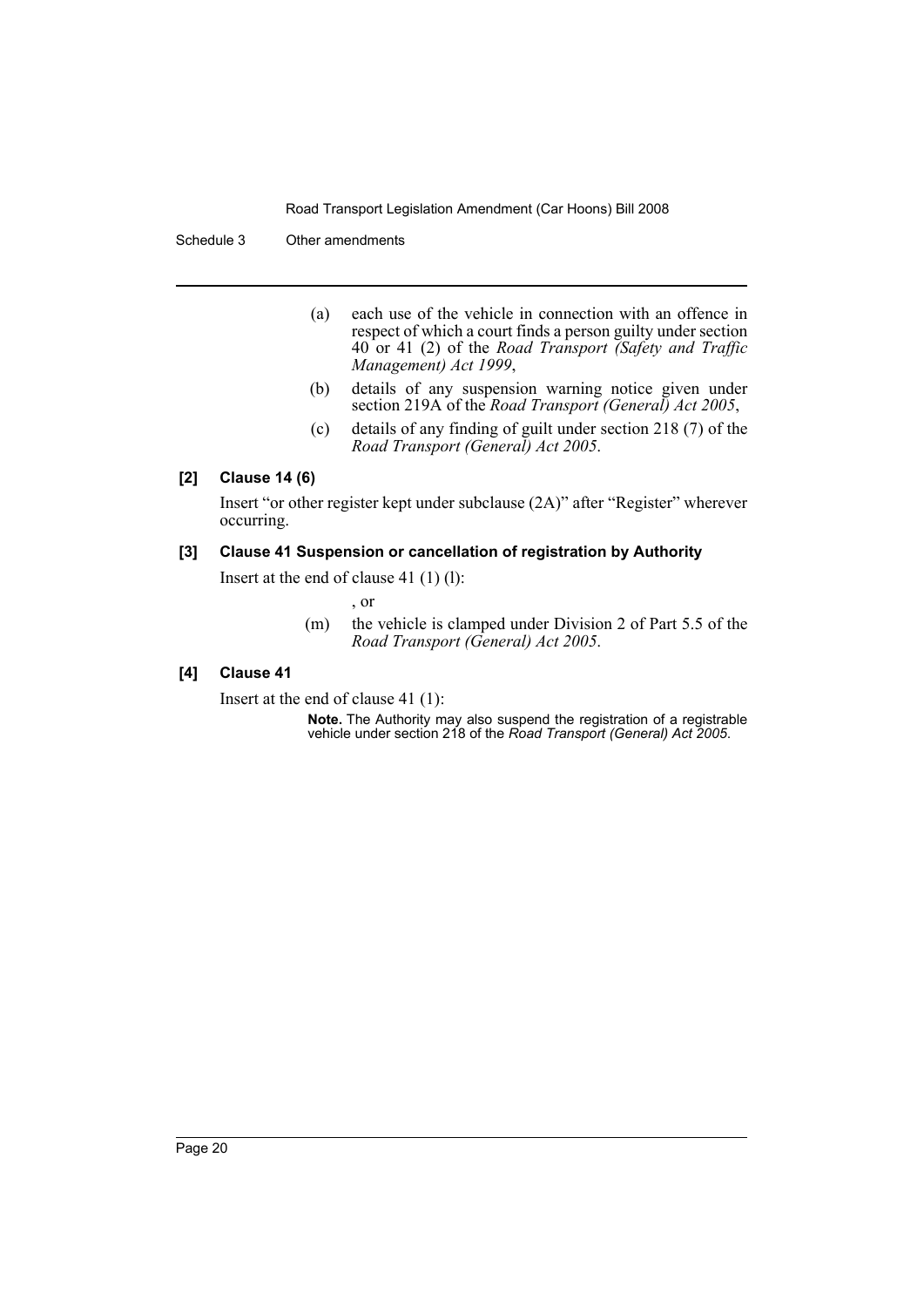(a) each use of the vehicle in connection with an offence in respect of which a court finds a person guilty under section 40 or 41 (2) of the *Road Transport (Safety and Traffic Management) Act 1999*,

(b) details of any suspension warning notice given under section 219A of the *Road Transport (General) Act 2005*,

(c) details of any finding of guilt under section 218 (7) of the *Road Transport (General) Act 2005*.

**[2] Clause 14 (6)**

Insert "or other register kept under subclause (2A)" after "Register" wherever occurring.

**[3] Clause 41 Suspension or cancellation of registration by Authority**

Insert at the end of clause 41 (1) (l):

, or

(m) the vehicle is clamped under Division 2 of Part 5.5 of the *Road Transport (General) Act 2005*.

**[4] Clause 41**

Insert at the end of clause 41 (1):

**Note.** The Authority may also suspend the registration of a registrable vehicle under section 218 of the *Road Transport (General) Act 2005*.